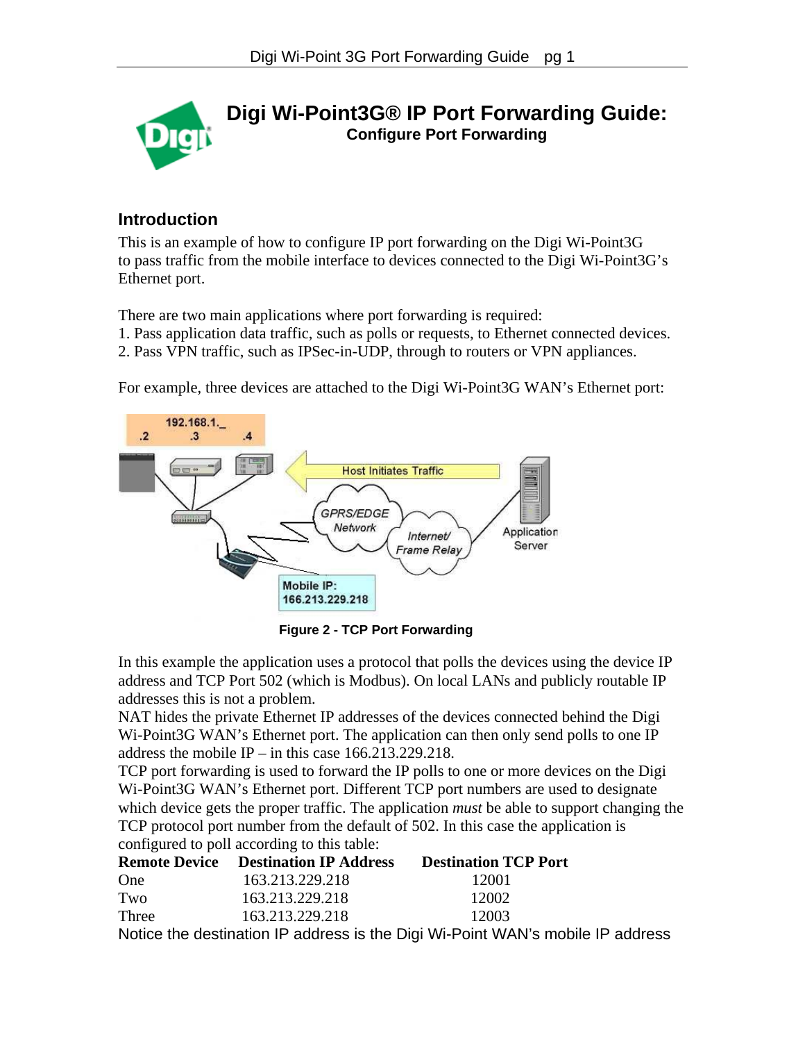# Digi Wi-Point3G® IP Port Forwarding Guide:

**Configure Port Forwarding**

## Introduction

This is an example of how to configure IP port forwarding on the Digi Wi-Point3G to pass traffic from the mobile interface to devices connected to the Digi Wi-Point3G's Ethernet port.

There are two main applications where port forwarding is required:
1. Pass application data traffic, such as polls or requests, to Ethernet connected devices.
2. Pass VPN traffic, such as IPSec-in-UDP, through to routers or VPN appliances.

For example, three devices are attached to the Digi Wi-Point3G WAN's Ethernet port:

**Figure 2 - TCP Port Forwarding**

In this example the application uses a protocol that polls the devices using the device IP address and TCP Port 502 (which is Modbus). On local LANs and publicly routable IP addresses this is not a problem.
NAT hides the private Ethernet IP addresses of the devices connected behind the Digi Wi-Point3G WAN's Ethernet port. The application can then only send polls to one IP address the mobile IP – in this case 166.213.229.218.
TCP port forwarding is used to forward the IP polls to one or more devices on the Digi Wi-Point3G WAN's Ethernet port. Different TCP port numbers are used to designate which device gets the proper traffic. The application *must* be able to support changing the TCP protocol port number from the default of 502. In this case the application is configured to poll according to this table:

| Remote Device | Destination IP Address | Destination TCP Port |
|---|---|---|
| One | 163.213.229.218 | 12001 |
| Two | 163.213.229.218 | 12002 |
| Three | 163.213.229.218 | 12003 |

Notice the destination IP address is the Digi Wi-Point WAN's mobile IP address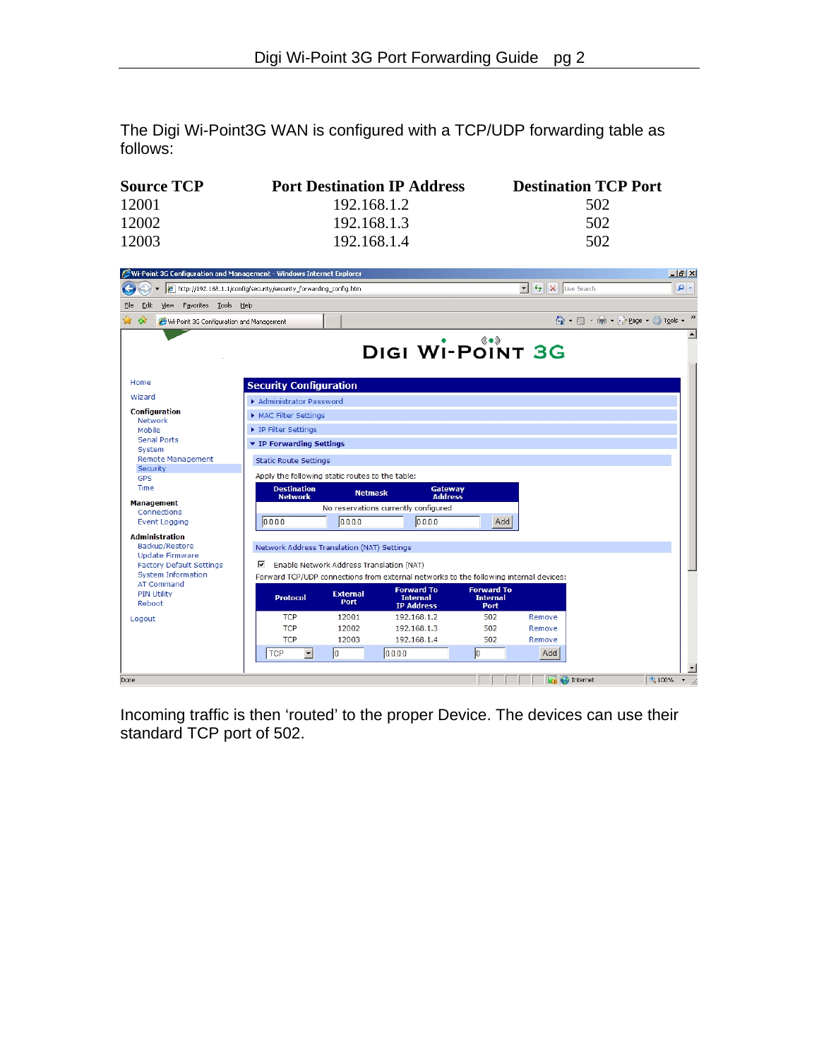The Digi Wi-Point3G WAN is configured with a TCP/UDP forwarding table as follows:

| Source TCP | Port Destination IP Address | Destination TCP Port |
|---|---|---|
| 12001 | 192.168.1.2 | 502 |
| 12002 | 192.168.1.3 | 502 |
| 12003 | 192.168.1.4 | 502 |

Incoming traffic is then 'routed' to the proper Device. The devices can use their standard TCP port of 502.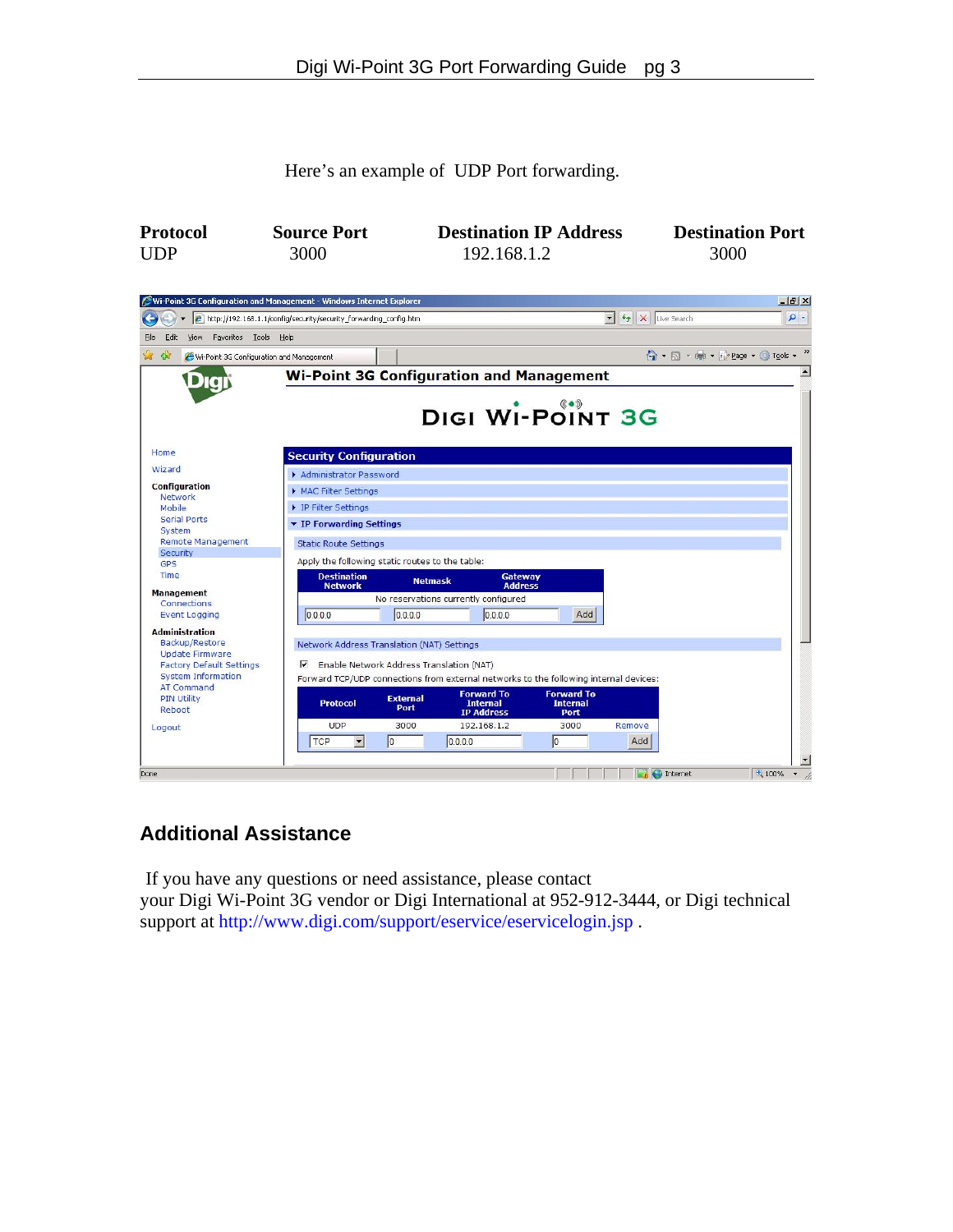Here's an example of UDP Port forwarding.

| Protocol | Source Port | Destination IP Address | Destination Port |
|---|---|---|---|
| UDP | 3000 | 192.168.1.2 | 3000 |

## Additional Assistance

If you have any questions or need assistance, please contact your Digi Wi-Point 3G vendor or Digi International at 952-912-3444, or Digi technical support at http://www.digi.com/support/eservice/eservicelogin.jsp .